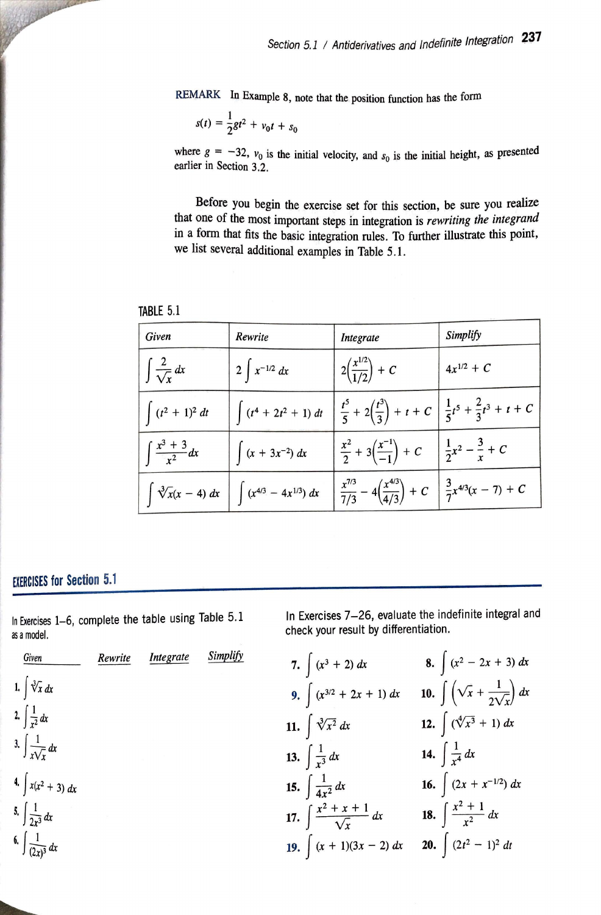**REMARK** In Example 8, note that the position function has the form

$$s(t) = \frac{1}{2}gt^2 + v_0t + s_0$$

where $g = -32$, $v_0$ is the initial velocity, and $s_0$ is the initial height, as presented earlier in Section 3.2.

Before you begin the exercise set for this section, be sure you realize that one of the most important steps in integration is *rewriting the integrand* in a form that fits the basic integration rules. To further illustrate this point, we list several additional examples in Table 5.1.

**TABLE 5.1**

| *Given* | *Rewrite* | *Integrate* | *Simplify* |
|---|---|---|---|
| $\int \frac{2}{\sqrt{x}}\,dx$ | $2\int x^{-1/2}\,dx$ | $2\left(\frac{x^{1/2}}{1/2}\right) + C$ | $4x^{1/2} + C$ |
| $\int (t^2+1)^2\,dt$ | $\int (t^4 + 2t^2 + 1)\,dt$ | $\frac{t^5}{5} + 2\left(\frac{t^3}{3}\right) + t + C$ | $\frac{1}{5}t^5 + \frac{2}{3}t^3 + t + C$ |
| $\int \frac{x^3+3}{x^2}\,dx$ | $\int (x + 3x^{-2})\,dx$ | $\frac{x^2}{2} + 3\left(\frac{x^{-1}}{-1}\right) + C$ | $\frac{1}{2}x^2 - \frac{3}{x} + C$ |
| $\int \sqrt[3]{x}(x-4)\,dx$ | $\int (x^{4/3} - 4x^{1/3})\,dx$ | $\frac{x^{7/3}}{7/3} - 4\left(\frac{x^{4/3}}{4/3}\right) + C$ | $\frac{3}{7}x^{4/3}(x-7) + C$ |

## EXERCISES for Section 5.1

In Exercises 1–6, complete the table using Table 5.1 as a model.

| *Given* | *Rewrite* | *Integrate* | *Simplify* |
|---|---|---|---|
| 1. $\int \sqrt[3]{x}\,dx$ | | | |
| 2. $\int \frac{1}{x^2}\,dx$ | | | |
| 3. $\int \frac{1}{x\sqrt{x}}\,dx$ | | | |
| 4. $\int x(x^2+3)\,dx$ | | | |
| 5. $\int \frac{1}{2x^3}\,dx$ | | | |
| 6. $\int \frac{1}{(2x)^3}\,dx$ | | | |

In Exercises 7–26, evaluate the indefinite integral and check your result by differentiation.

7. $\int (x^3 + 2)\,dx$

8. $\int (x^2 - 2x + 3)\,dx$

9. $\int (x^{3/2} + 2x + 1)\,dx$

10. $\int \left(\sqrt{x} + \frac{1}{2\sqrt{x}}\right)dx$

11. $\int \sqrt[3]{x^2}\,dx$

12. $\int (\sqrt[4]{x^3} + 1)\,dx$

13. $\int \frac{1}{x^3}\,dx$

14. $\int \frac{1}{x^4}\,dx$

15. $\int \frac{1}{4x^2}\,dx$

16. $\int (2x + x^{-1/2})\,dx$

17. $\int \frac{x^2+x+1}{\sqrt{x}}\,dx$

18. $\int \frac{x^2+1}{x^2}\,dx$

19. $\int (x+1)(3x-2)\,dx$

20. $\int (2t^2-1)^2\,dt$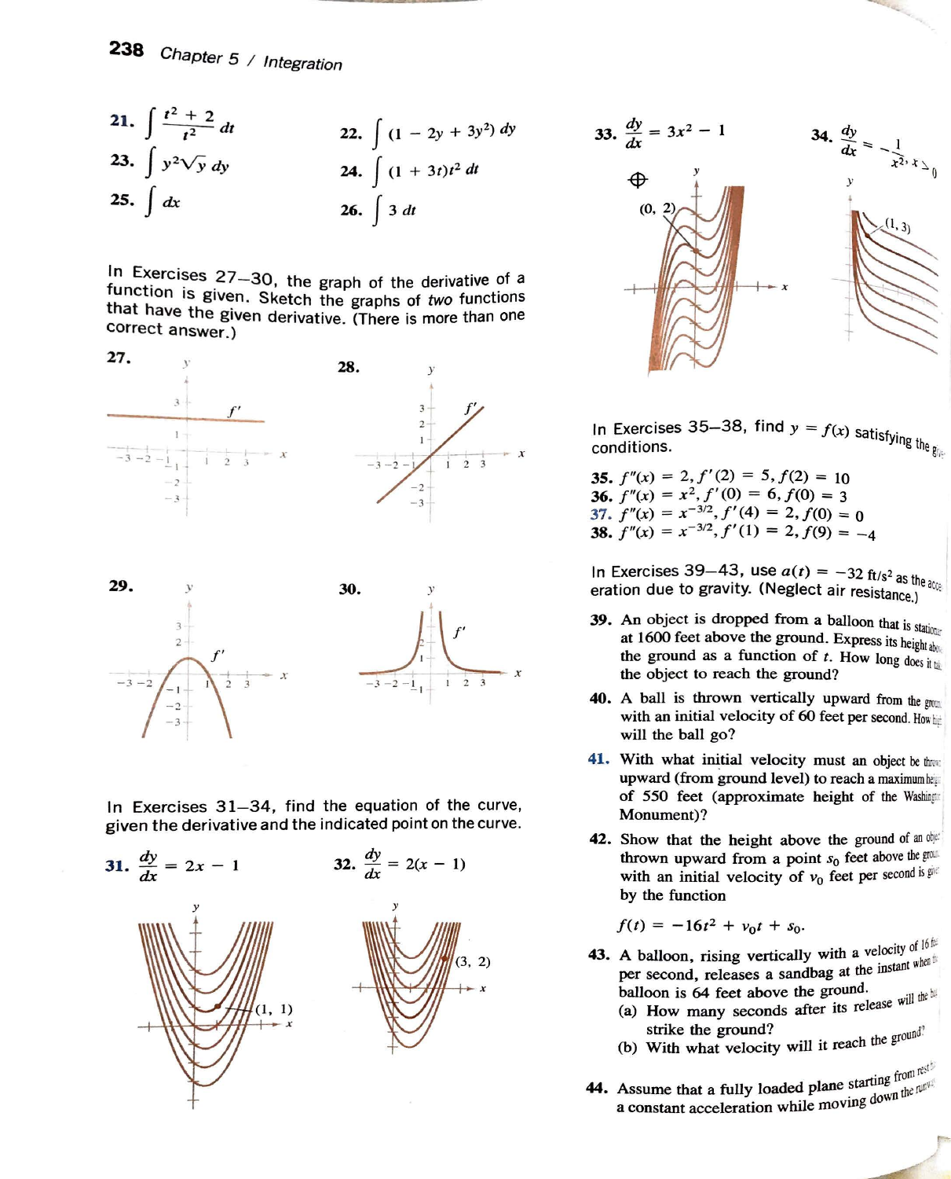21. $\int \frac{t^2 + 2}{t^2} \, dt$

22. $\int (1 - 2y + 3y^2) \, dy$

23. $\int y^2 \sqrt{y} \, dy$

24. $\int (1 + 3t)t^2 \, dt$

25. $\int dx$

26. $\int 3 \, dt$

In Exercises 27–30, the graph of the derivative of a function is given. Sketch the graphs of *two* functions that have the given derivative. (There is more than one correct answer.)

27.

y
3
$f'$
1
−3 −2 −1 1 2 3 x
−1
−2
−3

28.

y
3
2
1
$f'$
−3 −2 −1 1 2 3 x
−2
−3

29.

y
3
2
$f'$
−3 −2 −1 1 2 3 x
−1
−2
−3

30.

y
$f'$
2
1
−3 −2 −1 1 2 3 x
−1

In Exercises 31–34, find the equation of the curve, given the derivative and the indicated point on the curve.

31. $\frac{dy}{dx} = 2x - 1$

y
(1, 1)
x

32. $\frac{dy}{dx} = 2(x - 1)$

y
(3, 2)
x

33. $\frac{dy}{dx} = 3x^2 - 1$

y
(0, 2)
x

34. $\frac{dy}{dx} = -\frac{1}{x^2}, x > 0$

y
(1, 3)

In Exercises 35–38, find $y = f(x)$ satisfying the given conditions.

35. $f''(x) = 2, f'(2) = 5, f(2) = 10$

36. $f''(x) = x^2, f'(0) = 6, f(0) = 3$

37. $f''(x) = x^{-3/2}, f'(4) = 2, f(0) = 0$

38. $f''(x) = x^{-3/2}, f'(1) = 2, f(9) = -4$

In Exercises 39–43, use $a(t) = -32$ ft/s² as the acceleration due to gravity. (Neglect air resistance.)

39. An object is dropped from a balloon that is stationary at 1600 feet above the ground. Express its height above the ground as a function of $t$. How long does it take the object to reach the ground?

40. A ball is thrown vertically upward from the ground with an initial velocity of 60 feet per second. How high will the ball go?

41. With what initial velocity must an object be thrown upward (from ground level) to reach a maximum height of 550 feet (approximate height of the Washington Monument)?

42. Show that the height above the ground of an object thrown upward from a point $s_0$ feet above the ground with an initial velocity of $v_0$ feet per second is given by the function

$$f(t) = -16t^2 + v_0 t + s_0.$$

43. A balloon, rising vertically with a velocity of 16 feet per second, releases a sandbag at the instant when the balloon is 64 feet above the ground.
   (a) How many seconds after its release will the bag strike the ground?
   (b) With what velocity will it reach the ground?

44. Assume that a fully loaded plane starting from rest has a constant acceleration while moving down the runway.